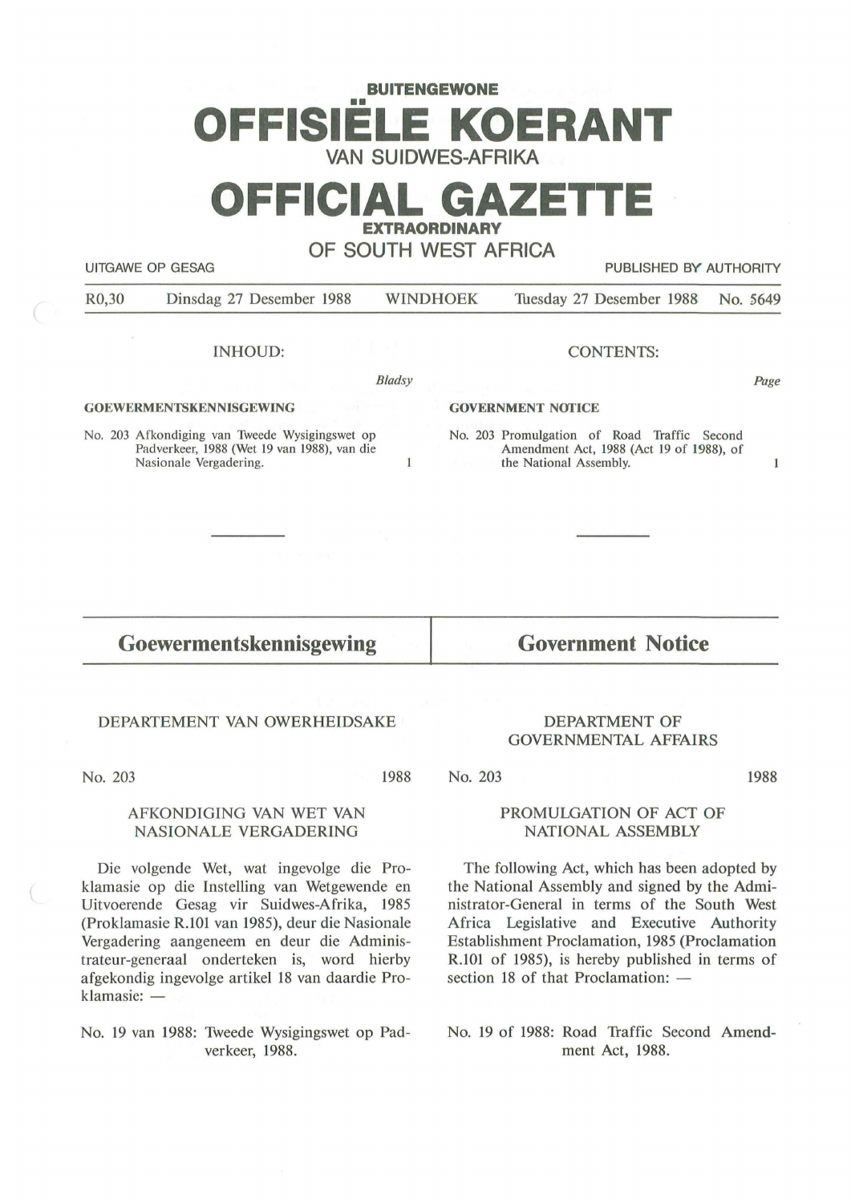**BUITENGEWONE**

# OFFISIËLE KOERANT
VAN SUIDWES-AFRIKA

# OFFICIAL GAZETTE
**EXTRAORDINARY**

OF SOUTH WEST AFRICA

UITGAWE OP GESAG — PUBLISHED BY AUTHORITY

R0,30 Dinsdag 27 Desember 1988 WINDHOEK Tuesday 27 Desember 1988 No. 5649

## INHOUD:

*Bladsy*

**GOEWERMENTSKENNISGEWING**

No. 203 Afkondiging van Tweede Wysigingswet op Padverkeer, 1988 (Wet 19 van 1988), van die Nasionale Vergadering. 1

## CONTENTS:

*Page*

**GOVERNMENT NOTICE**

No. 203 Promulgation of Road Traffic Second Amendment Act, 1988 (Act 19 of 1988), of the National Assembly. 1

---

## Goewermentskennisgewing

DEPARTEMENT VAN OWERHEIDSAKE

No. 203 1988

AFKONDIGING VAN WET VAN NASIONALE VERGADERING

Die volgende Wet, wat ingevolge die Proklamasie op die Instelling van Wetgewende en Uitvoerende Gesag vir Suidwes-Afrika, 1985 (Proklamasie R.101 van 1985), deur die Nasionale Vergadering aangeneem en deur die Administrateur-generaal onderteken is, word hierby afgekondig ingevolge artikel 18 van daardie Proklamasie: —

No. 19 van 1988: Tweede Wysigingswet op Padverkeer, 1988.

## Government Notice

DEPARTMENT OF GOVERNMENTAL AFFAIRS

No. 203 1988

PROMULGATION OF ACT OF NATIONAL ASSEMBLY

The following Act, which has been adopted by the National Assembly and signed by the Administrator-General in terms of the South West Africa Legislative and Executive Authority Establishment Proclamation, 1985 (Proclamation R.101 of 1985), is hereby published in terms of section 18 of that Proclamation: —

No. 19 of 1988: Road Traffic Second Amendment Act, 1988.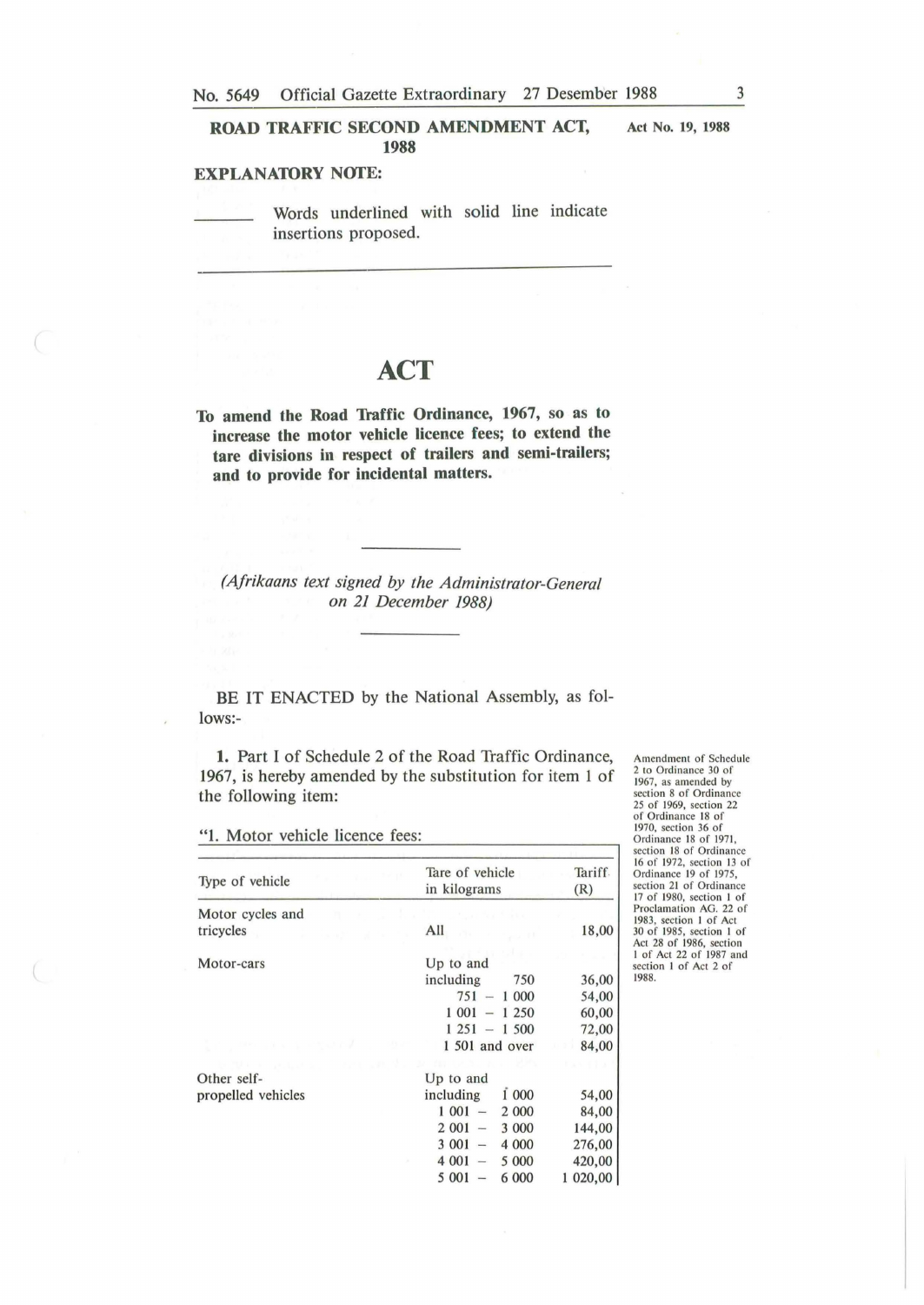**ROAD TRAFFIC SECOND AMENDMENT ACT, 1988** — Act No. 19, 1988

**EXPLANATORY NOTE:**

\_\_\_\_\_\_ Words underlined with solid line indicate insertions proposed.

---

# ACT

**To amend the Road Traffic Ordinance, 1967, so as to increase the motor vehicle licence fees; to extend the tare divisions in respect of trailers and semi-trailers; and to provide for incidental matters.**

*(Afrikaans text signed by the Administrator-General on 21 December 1988)*

BE IT ENACTED by the National Assembly, as follows:-

Amendment of Schedule 2 to Ordinance 30 of 1967, as amended by section 8 of Ordinance 25 of 1969, section 22 of Ordinance 18 of 1970, section 36 of Ordinance 18 of 1971, section 18 of Ordinance 16 of 1972, section 13 of Ordinance 19 of 1975, section 21 of Ordinance 17 of 1980, section 1 of Proclamation AG. 22 of 1983, section 1 of Act 30 of 1985, section 1 of Act 28 of 1986, section 1 of Act 22 of 1987 and section 1 of Act 2 of 1988.

**1.** Part I of Schedule 2 of the Road Traffic Ordinance, 1967, is hereby amended by the substitution for item 1 of the following item:

"1. Motor vehicle licence fees:

| Type of vehicle | Tare of vehicle in kilograms | Tariff (R) |
|---|---|---|
| Motor cycles and tricycles | All | 18,00 |
| Motor-cars | Up to and including 750 | 36,00 |
| | 751 – 1 000 | 54,00 |
| | 1 001 – 1 250 | 60,00 |
| | 1 251 – 1 500 | 72,00 |
| | 1 501 and over | 84,00 |
| Other self-propelled vehicles | Up to and including 1 000 | 54,00 |
| | 1 001 – 2 000 | 84,00 |
| | 2 001 – 3 000 | 144,00 |
| | 3 001 – 4 000 | 276,00 |
| | 4 001 – 5 000 | 420,00 |
| | 5 001 – 6 000 | 1 020,00 |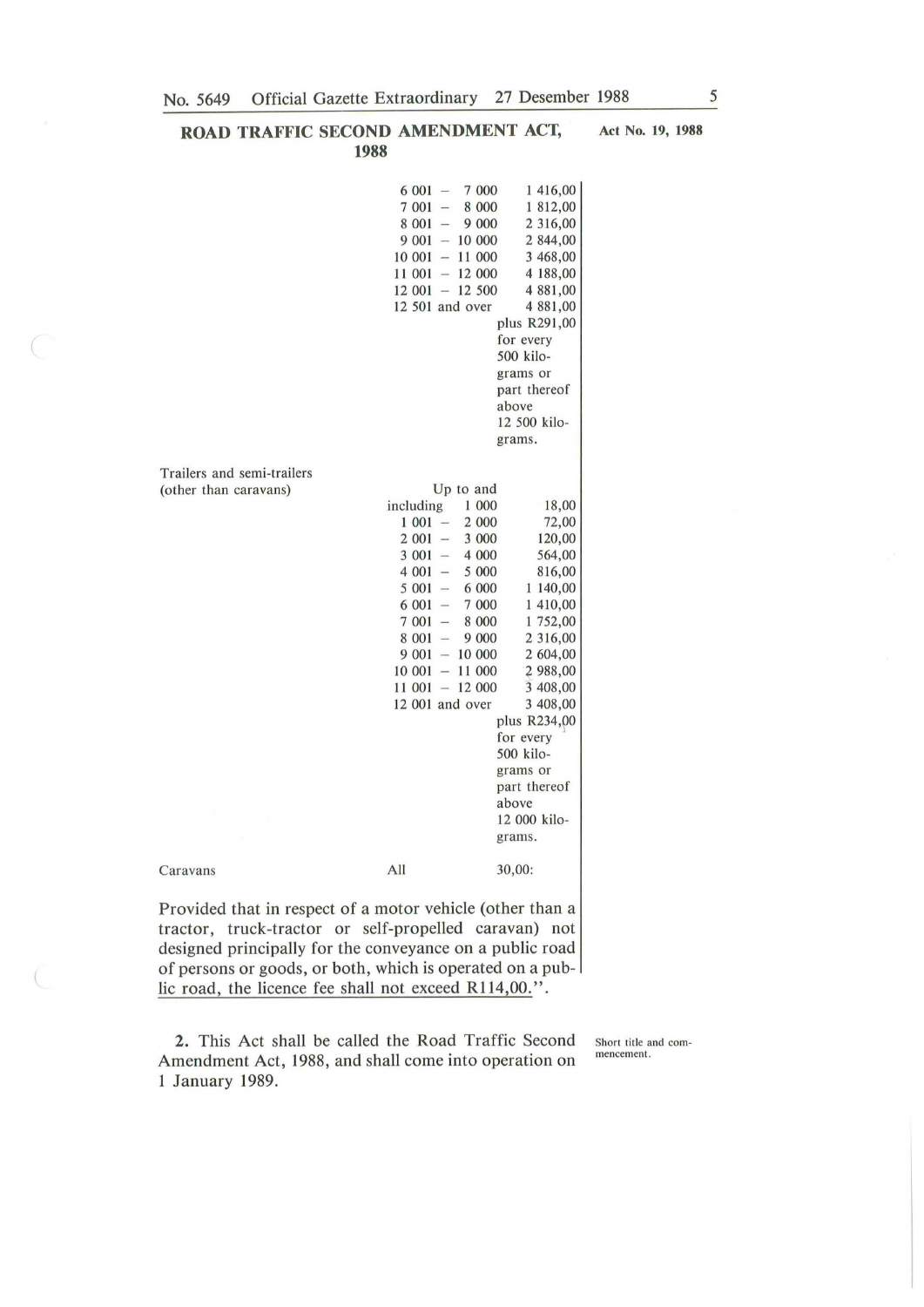## ROAD TRAFFIC SECOND AMENDMENT ACT, 1988

Act No. 19, 1988

| | | |
|---|---|---|
| | 6 001 – 7 000 | 1 416,00 |
| | 7 001 – 8 000 | 1 812,00 |
| | 8 001 – 9 000 | 2 316,00 |
| | 9 001 – 10 000 | 2 844,00 |
| | 10 001 – 11 000 | 3 468,00 |
| | 11 001 – 12 000 | 4 188,00 |
| | 12 001 – 12 500 | 4 881,00 |
| | 12 501 and over | 4 881,00 plus R291,00 for every 500 kilograms or part thereof above 12 500 kilograms. |
| Trailers and semi-trailers (other than caravans) | Up to and including 1 000 | 18,00 |
| | 1 001 – 2 000 | 72,00 |
| | 2 001 – 3 000 | 120,00 |
| | 3 001 – 4 000 | 564,00 |
| | 4 001 – 5 000 | 816,00 |
| | 5 001 – 6 000 | 1 140,00 |
| | 6 001 – 7 000 | 1 410,00 |
| | 7 001 – 8 000 | 1 752,00 |
| | 8 001 – 9 000 | 2 316,00 |
| | 9 001 – 10 000 | 2 604,00 |
| | 10 001 – 11 000 | 2 988,00 |
| | 11 001 – 12 000 | 3 408,00 |
| | 12 001 and over | 3 408,00 plus R234,00 for every 500 kilograms or part thereof above 12 000 kilograms. |
| Caravans | All | 30,00: |

Provided that in respect of a motor vehicle (other than a tractor, truck-tractor or self-propelled caravan) not designed principally for the conveyance on a public road of persons or goods, or both, which is operated on a public road, the licence fee shall not exceed R114,00.".

Short title and commencement.

**2.** This Act shall be called the Road Traffic Second Amendment Act, 1988, and shall come into operation on 1 January 1989.